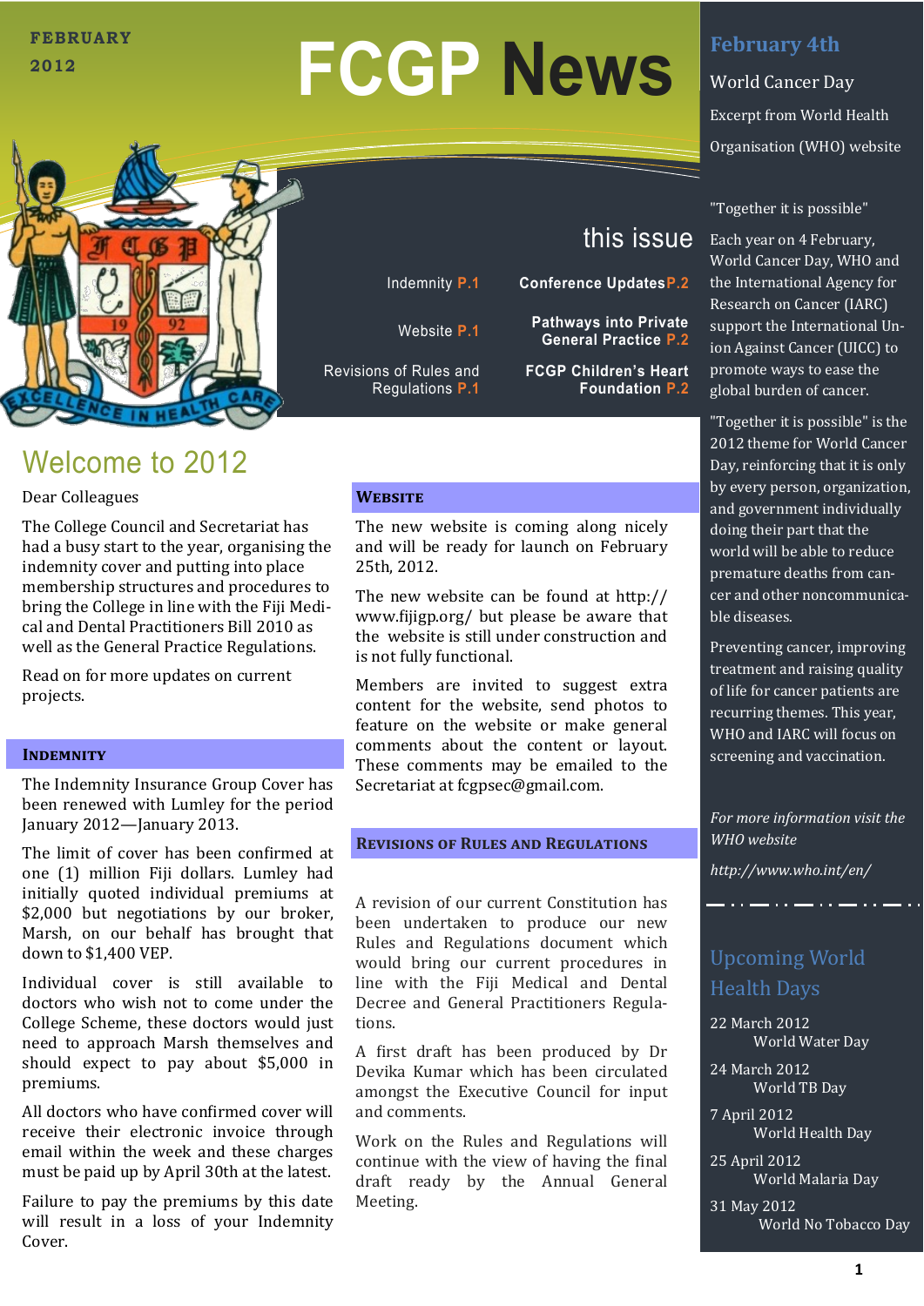FEBRUARY 2012

# FCGP News

## this issue

- Indemnity P.1
- Website P.1
- Revisions of Rules and Regulations P.1
- Conference Updates P.2
- Pathways into Private General Practice P.2
- FCGP Children's Heart Foundation P.2

## Welcome to 2012

Dear Colleagues

The College Council and Secretariat has had a busy start to the year, organising the indemnity cover and putting into place membership structures and procedures to bring the College in line with the Fiji Medical and Dental Practitioners Bill 2010 as well as the General Practice Regulations.

Read on for more updates on current projects.

### Indemnity

The Indemnity Insurance Group Cover has been renewed with Lumley for the period January 2012—January 2013.

The limit of cover has been confirmed at one (1) million Fiji dollars. Lumley had initially quoted individual premiums at $2,000 but negotiations by our broker, Marsh, on our behalf has brought that down to $1,400 VEP.

Individual cover is still available to doctors who wish not to come under the College Scheme, these doctors would just need to approach Marsh themselves and should expect to pay about $5,000 in premiums.

All doctors who have confirmed cover will receive their electronic invoice through email within the week and these charges must be paid up by April 30th at the latest.

Failure to pay the premiums by this date will result in a loss of your Indemnity Cover.

### Website

The new website is coming along nicely and will be ready for launch on February 25th, 2012.

The new website can be found at http://www.fijigp.org/ but please be aware that the website is still under construction and is not fully functional.

Members are invited to suggest extra content for the website, send photos to feature on the website or make general comments about the content or layout. These comments may be emailed to the Secretariat at fcgpsec@gmail.com.

### Revisions of Rules and Regulations

A revision of our current Constitution has been undertaken to produce our new Rules and Regulations document which would bring our current procedures in line with the Fiji Medical and Dental Decree and General Practitioners Regulations.

A first draft has been produced by Dr Devika Kumar which has been circulated amongst the Executive Council for input and comments.

Work on the Rules and Regulations will continue with the view of having the final draft ready by the Annual General Meeting.

## February 4th

World Cancer Day

Excerpt from World Health Organisation (WHO) website

"Together it is possible"

Each year on 4 February, World Cancer Day, WHO and the International Agency for Research on Cancer (IARC) support the International Union Against Cancer (UICC) to promote ways to ease the global burden of cancer.

"Together it is possible" is the 2012 theme for World Cancer Day, reinforcing that it is only by every person, organization, and government individually doing their part that the world will be able to reduce premature deaths from cancer and other noncommunicable diseases.

Preventing cancer, improving treatment and raising quality of life for cancer patients are recurring themes. This year, WHO and IARC will focus on screening and vaccination.

*For more information visit the WHO website*

*http://www.who.int/en/*

## Upcoming World Health Days

- 22 March 2012 — World Water Day
- 24 March 2012 — World TB Day
- 7 April 2012 — World Health Day
- 25 April 2012 — World Malaria Day
- 31 May 2012 — World No Tobacco Day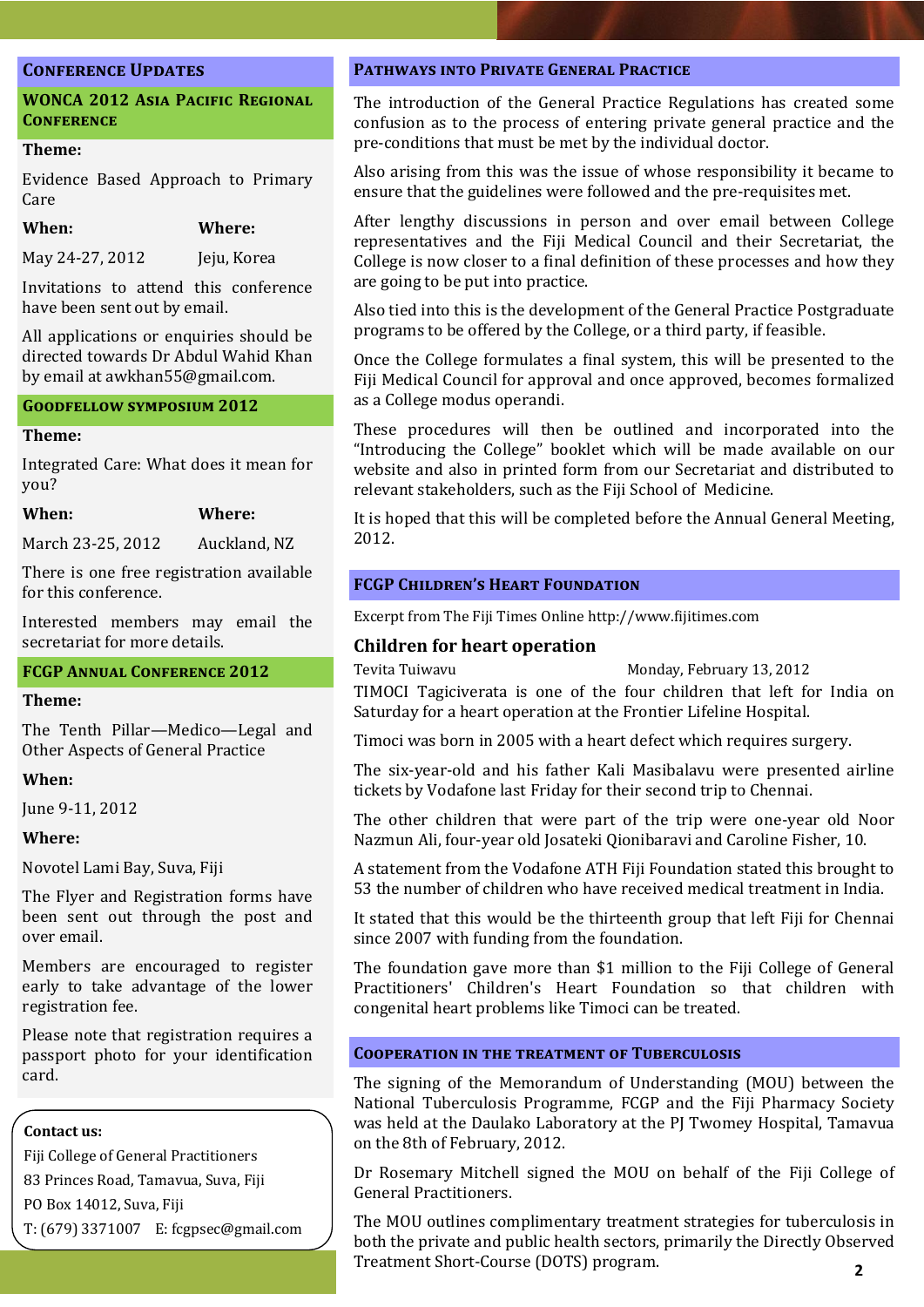## Conference Updates

### WONCA 2012 Asia Pacific Regional Conference

**Theme:**

Evidence Based Approach to Primary Care

| **When:** | **Where:** |
| --- | --- |
| May 24-27, 2012 | Jeju, Korea |

Invitations to attend this conference have been sent out by email.

All applications or enquiries should be directed towards Dr Abdul Wahid Khan by email at awkhan55@gmail.com.

### Goodfellow Symposium 2012

**Theme:**

Integrated Care: What does it mean for you?

| **When:** | **Where:** |
| --- | --- |
| March 23-25, 2012 | Auckland, NZ |

There is one free registration available for this conference.

Interested members may email the secretariat for more details.

### FCGP Annual Conference 2012

**Theme:**

The Tenth Pillar—Medico—Legal and Other Aspects of General Practice

**When:**

June 9-11, 2012

**Where:**

Novotel Lami Bay, Suva, Fiji

The Flyer and Registration forms have been sent out through the post and over email.

Members are encouraged to register early to take advantage of the lower registration fee.

Please note that registration requires a passport photo for your identification card.

**Contact us:**

Fiji College of General Practitioners
83 Princes Road, Tamavua, Suva, Fiji
PO Box 14012, Suva, Fiji
T: (679) 3371007 E: fcgpsec@gmail.com

## Pathways into Private General Practice

The introduction of the General Practice Regulations has created some confusion as to the process of entering private general practice and the pre-conditions that must be met by the individual doctor.

Also arising from this was the issue of whose responsibility it became to ensure that the guidelines were followed and the pre-requisites met.

After lengthy discussions in person and over email between College representatives and the Fiji Medical Council and their Secretariat, the College is now closer to a final definition of these processes and how they are going to be put into practice.

Also tied into this is the development of the General Practice Postgraduate programs to be offered by the College, or a third party, if feasible.

Once the College formulates a final system, this will be presented to the Fiji Medical Council for approval and once approved, becomes formalized as a College modus operandi.

These procedures will then be outlined and incorporated into the "Introducing the College" booklet which will be made available on our website and also in printed form from our Secretariat and distributed to relevant stakeholders, such as the Fiji School of Medicine.

It is hoped that this will be completed before the Annual General Meeting, 2012.

## FCGP Children's Heart Foundation

Excerpt from The Fiji Times Online http://www.fijitimes.com

### Children for heart operation

Tevita Tuiwavu — Monday, February 13, 2012

TIMOCI Tagiciverata is one of the four children that left for India on Saturday for a heart operation at the Frontier Lifeline Hospital.

Timoci was born in 2005 with a heart defect which requires surgery.

The six-year-old and his father Kali Masibalavu were presented airline tickets by Vodafone last Friday for their second trip to Chennai.

The other children that were part of the trip were one-year old Noor Nazmun Ali, four-year old Josateki Qionibaravi and Caroline Fisher, 10.

A statement from the Vodafone ATH Fiji Foundation stated this brought to 53 the number of children who have received medical treatment in India.

It stated that this would be the thirteenth group that left Fiji for Chennai since 2007 with funding from the foundation.

The foundation gave more than $1 million to the Fiji College of General Practitioners' Children's Heart Foundation so that children with congenital heart problems like Timoci can be treated.

## Cooperation in the Treatment of Tuberculosis

The signing of the Memorandum of Understanding (MOU) between the National Tuberculosis Programme, FCGP and the Fiji Pharmacy Society was held at the Daulako Laboratory at the PJ Twomey Hospital, Tamavua on the 8th of February, 2012.

Dr Rosemary Mitchell signed the MOU on behalf of the Fiji College of General Practitioners.

The MOU outlines complimentary treatment strategies for tuberculosis in both the private and public health sectors, primarily the Directly Observed Treatment Short-Course (DOTS) program.